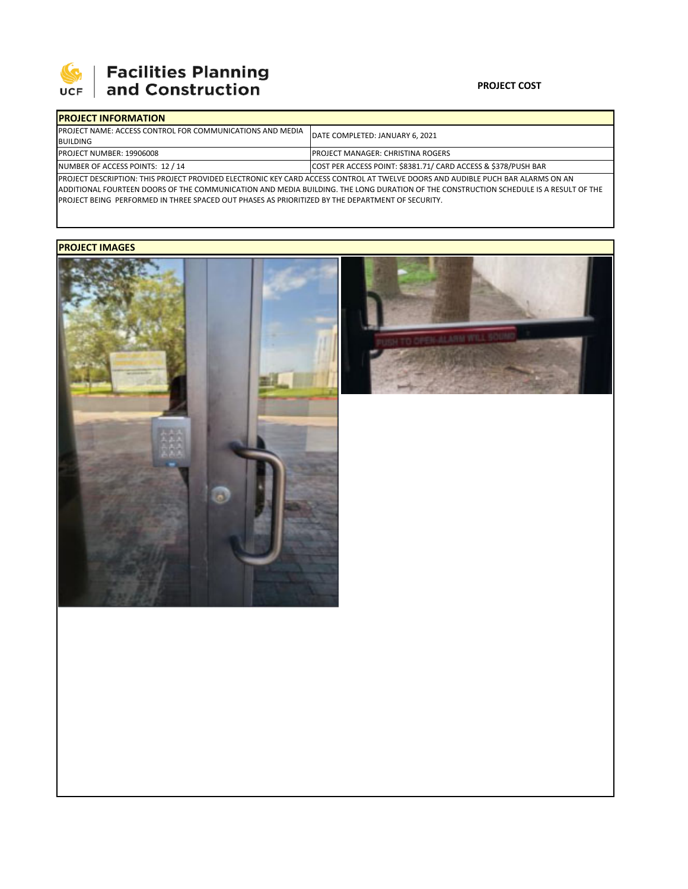# Facilities Planning and Construction

**PROJECT COST**

| **PROJECT INFORMATION** | |
|---|---|
| PROJECT NAME: ACCESS CONTROL FOR COMMUNICATIONS AND MEDIA BUILDING | DATE COMPLETED: JANUARY 6, 2021 |
| PROJECT NUMBER: 19906008 | PROJECT MANAGER: CHRISTINA ROGERS |
| NUMBER OF ACCESS POINTS: 12 / 14 | COST PER ACCESS POINT: $8381.71/ CARD ACCESS & $378/PUSH BAR |

PROJECT DESCRIPTION: THIS PROJECT PROVIDED ELECTRONIC KEY CARD ACCESS CONTROL AT TWELVE DOORS AND AUDIBLE PUCH BAR ALARMS ON AN ADDITIONAL FOURTEEN DOORS OF THE COMMUNICATION AND MEDIA BUILDING. THE LONG DURATION OF THE CONSTRUCTION SCHEDULE IS A RESULT OF THE PROJECT BEING PERFORMED IN THREE SPACED OUT PHASES AS PRIORITIZED BY THE DEPARTMENT OF SECURITY.

## PROJECT IMAGES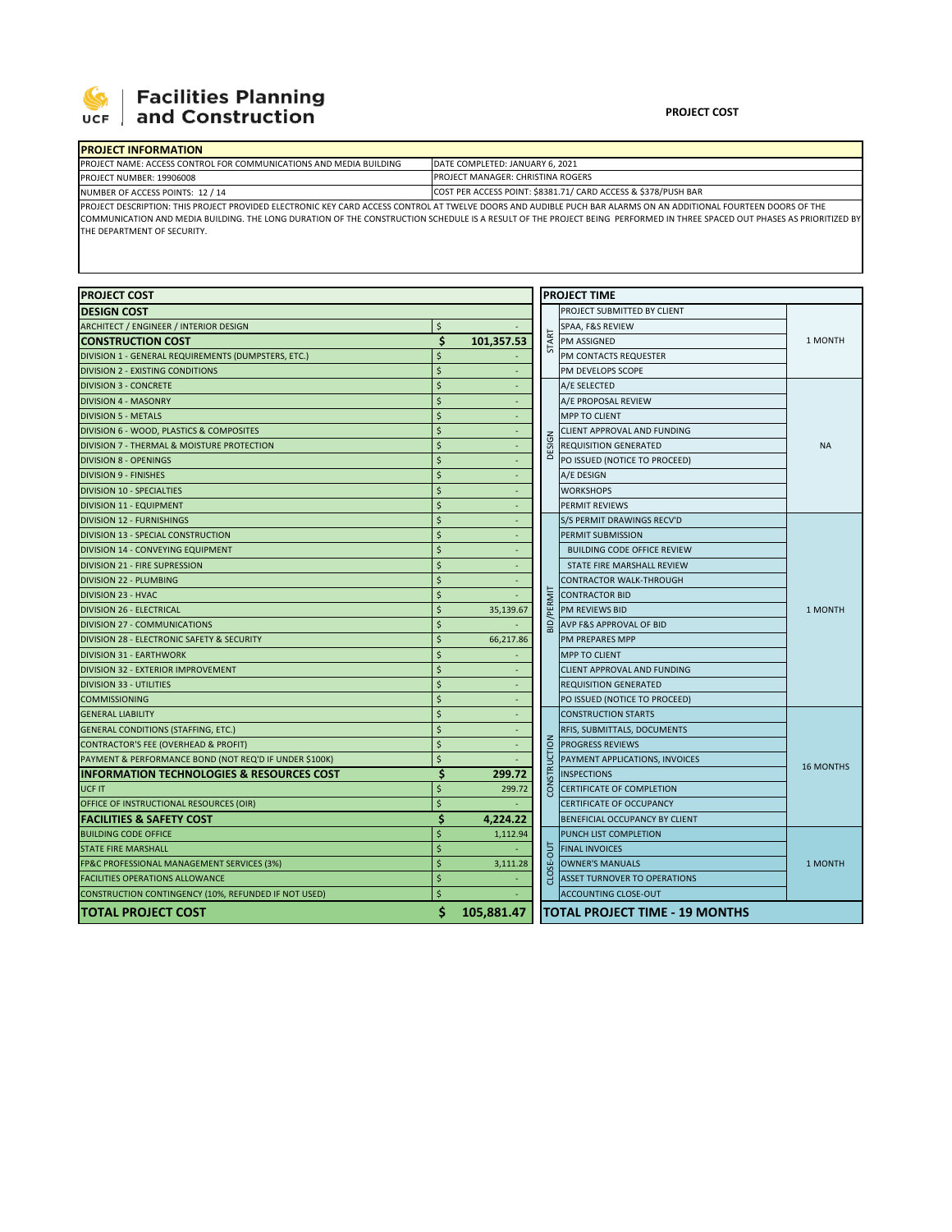**Facilities Planning and Construction**

UCF

**PROJECT COST**

| **PROJECT INFORMATION** | |
|---|---|
| PROJECT NAME: ACCESS CONTROL FOR COMMUNICATIONS AND MEDIA BUILDING | DATE COMPLETED: JANUARY 6, 2021 |
| PROJECT NUMBER: 19906008 | PROJECT MANAGER: CHRISTINA ROGERS |
| NUMBER OF ACCESS POINTS: 12 / 14 | COST PER ACCESS POINT: $8381.71/ CARD ACCESS & $378/PUSH BAR |

PROJECT DESCRIPTION: THIS PROJECT PROVIDED ELECTRONIC KEY CARD ACCESS CONTROL AT TWELVE DOORS AND AUDIBLE PUCH BAR ALARMS ON AN ADDITIONAL FOURTEEN DOORS OF THE COMMUNICATION AND MEDIA BUILDING. THE LONG DURATION OF THE CONSTRUCTION SCHEDULE IS A RESULT OF THE PROJECT BEING PERFORMED IN THREE SPACED OUT PHASES AS PRIORITIZED BY THE DEPARTMENT OF SECURITY.

| **PROJECT COST** | |
|---|---|
| **DESIGN COST** | |
| ARCHITECT / ENGINEER / INTERIOR DESIGN | $ - |
| **CONSTRUCTION COST** | **$ 101,357.53** |
| DIVISION 1 - GENERAL REQUIREMENTS (DUMPSTERS, ETC.) | $ - |
| DIVISION 2 - EXISTING CONDITIONS | $ - |
| DIVISION 3 - CONCRETE | $ - |
| DIVISION 4 - MASONRY | $ - |
| DIVISION 5 - METALS | $ - |
| DIVISION 6 - WOOD, PLASTICS & COMPOSITES | $ - |
| DIVISION 7 - THERMAL & MOISTURE PROTECTION | $ - |
| DIVISION 8 - OPENINGS | $ - |
| DIVISION 9 - FINISHES | $ - |
| DIVISION 10 - SPECIALTIES | $ - |
| DIVISION 11 - EQUIPMENT | $ - |
| DIVISION 12 - FURNISHINGS | $ - |
| DIVISION 13 - SPECIAL CONSTRUCTION | $ - |
| DIVISION 14 - CONVEYING EQUIPMENT | $ - |
| DIVISION 21 - FIRE SUPRESSION | $ - |
| DIVISION 22 - PLUMBING | $ - |
| DIVISION 23 - HVAC | $ - |
| DIVISION 26 - ELECTRICAL | $ 35,139.67 |
| DIVISION 27 - COMMUNICATIONS | $ - |
| DIVISION 28 - ELECTRONIC SAFETY & SECURITY | $ 66,217.86 |
| DIVISION 31 - EARTHWORK | $ - |
| DIVISION 32 - EXTERIOR IMPROVEMENT | $ - |
| DIVISION 33 - UTILITIES | $ - |
| COMMISSIONING | $ - |
| GENERAL LIABILITY | $ - |
| GENERAL CONDITIONS (STAFFING, ETC.) | $ - |
| CONTRACTOR'S FEE (OVERHEAD & PROFIT) | $ - |
| PAYMENT & PERFORMANCE BOND (NOT REQ'D IF UNDER $100K) | $ - |
| **INFORMATION TECHNOLOGIES & RESOURCES COST** | **$ 299.72** |
| UCF IT | $ 299.72 |
| OFFICE OF INSTRUCTIONAL RESOURCES (OIR) | $ - |
| **FACILITIES & SAFETY COST** | **$ 4,224.22** |
| BUILDING CODE OFFICE | $ 1,112.94 |
| STATE FIRE MARSHALL | $ - |
| FP&C PROFESSIONAL MANAGEMENT SERVICES (3%) | $ 3,111.28 |
| FACILITIES OPERATIONS ALLOWANCE | $ - |
| CONSTRUCTION CONTINGENCY (10%, REFUNDED IF NOT USED) | $ - |
| **TOTAL PROJECT COST** | **$ 105,881.47** |

| **PROJECT TIME** | | |
|---|---|---|
| START | PROJECT SUBMITTED BY CLIENT | 1 MONTH |
| | SPAA, F&S REVIEW | |
| | PM ASSIGNED | |
| | PM CONTACTS REQUESTER | |
| | PM DEVELOPS SCOPE | |
| DESIGN | A/E SELECTED | NA |
| | A/E PROPOSAL REVIEW | |
| | MPP TO CLIENT | |
| | CLIENT APPROVAL AND FUNDING | |
| | REQUISITION GENERATED | |
| | PO ISSUED (NOTICE TO PROCEED) | |
| | A/E DESIGN | |
| | WORKSHOPS | |
| | PERMIT REVIEWS | |
| BID/PERMIT | S/S PERMIT DRAWINGS RECV'D | 1 MONTH |
| | PERMIT SUBMISSION | |
| | BUILDING CODE OFFICE REVIEW | |
| | STATE FIRE MARSHALL REVIEW | |
| | CONTRACTOR WALK-THROUGH | |
| | CONTRACTOR BID | |
| | PM REVIEWS BID | |
| | AVP F&S APPROVAL OF BID | |
| | PM PREPARES MPP | |
| | MPP TO CLIENT | |
| | CLIENT APPROVAL AND FUNDING | |
| | REQUISITION GENERATED | |
| | PO ISSUED (NOTICE TO PROCEED) | |
| CONSTRUCTION | CONSTRUCTION STARTS | 16 MONTHS |
| | RFIS, SUBMITTALS, DOCUMENTS | |
| | PROGRESS REVIEWS | |
| | PAYMENT APPLICATIONS, INVOICES | |
| | INSPECTIONS | |
| | CERTIFICATE OF COMPLETION | |
| | CERTIFICATE OF OCCUPANCY | |
| | BENEFICIAL OCCUPANCY BY CLIENT | |
| CLOSE-OUT | PUNCH LIST COMPLETION | 1 MONTH |
| | FINAL INVOICES | |
| | OWNER'S MANUALS | |
| | ASSET TURNOVER TO OPERATIONS | |
| | ACCOUNTING CLOSE-OUT | |
| **TOTAL PROJECT TIME - 19 MONTHS** | | |